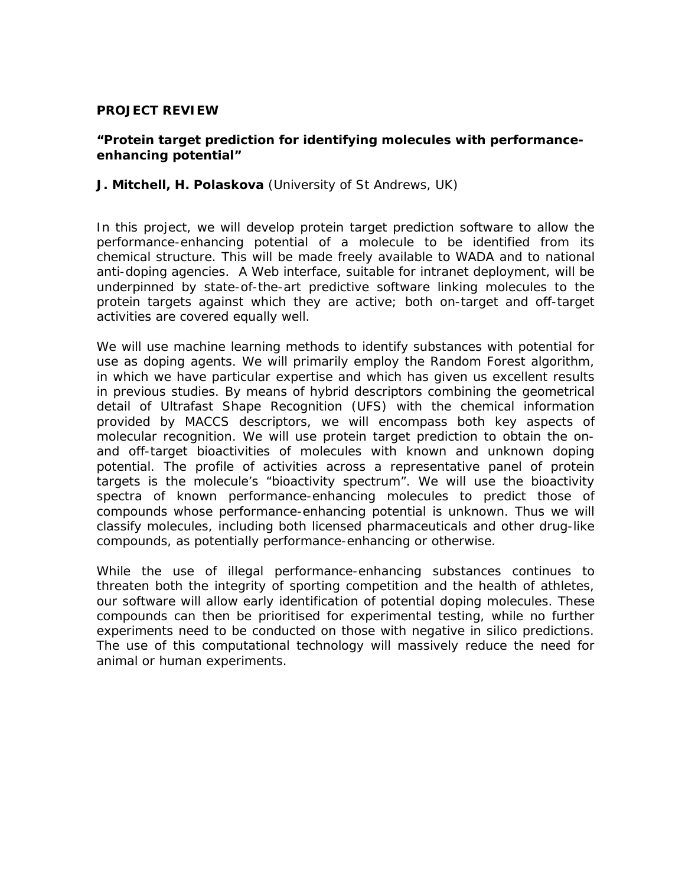**PROJECT REVIEW**

**"Protein target prediction for identifying molecules with performance-enhancing potential"**

**J. Mitchell, H. Polaskova** (University of St Andrews, UK)

In this project, we will develop protein target prediction software to allow the performance-enhancing potential of a molecule to be identified from its chemical structure. This will be made freely available to WADA and to national anti-doping agencies. A Web interface, suitable for intranet deployment, will be underpinned by state-of-the-art predictive software linking molecules to the protein targets against which they are active; both on-target and off-target activities are covered equally well.

We will use machine learning methods to identify substances with potential for use as doping agents. We will primarily employ the Random Forest algorithm, in which we have particular expertise and which has given us excellent results in previous studies. By means of hybrid descriptors combining the geometrical detail of Ultrafast Shape Recognition (UFS) with the chemical information provided by MACCS descriptors, we will encompass both key aspects of molecular recognition. We will use protein target prediction to obtain the on- and off-target bioactivities of molecules with known and unknown doping potential. The profile of activities across a representative panel of protein targets is the molecule's "bioactivity spectrum". We will use the bioactivity spectra of known performance-enhancing molecules to predict those of compounds whose performance-enhancing potential is unknown. Thus we will classify molecules, including both licensed pharmaceuticals and other drug-like compounds, as potentially performance-enhancing or otherwise.

While the use of illegal performance-enhancing substances continues to threaten both the integrity of sporting competition and the health of athletes, our software will allow early identification of potential doping molecules. These compounds can then be prioritised for experimental testing, while no further experiments need to be conducted on those with negative in silico predictions. The use of this computational technology will massively reduce the need for animal or human experiments.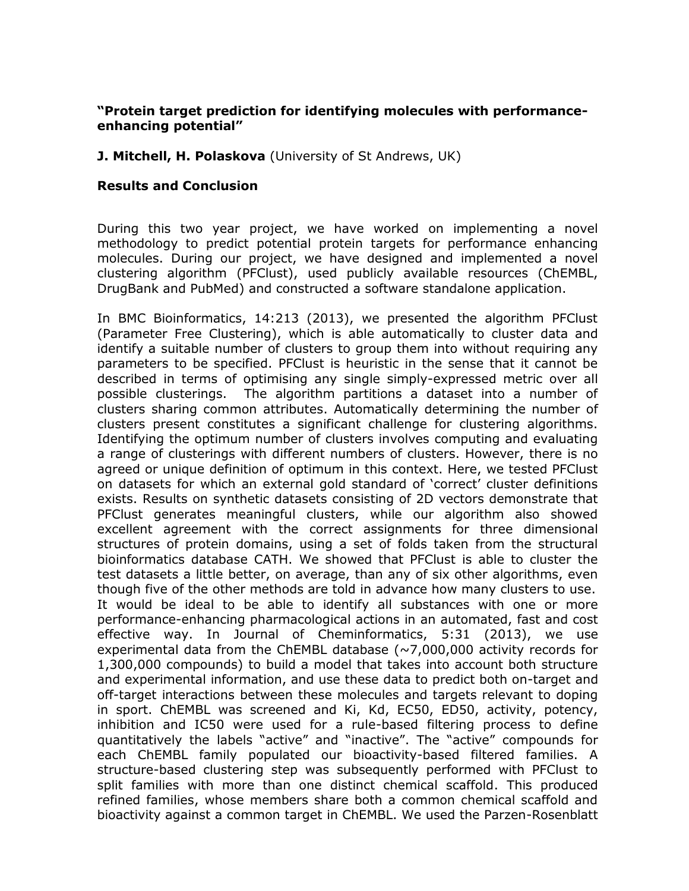**"Protein target prediction for identifying molecules with performance-enhancing potential"**

**J. Mitchell, H. Polaskova** (University of St Andrews, UK)

**Results and Conclusion**

During this two year project, we have worked on implementing a novel methodology to predict potential protein targets for performance enhancing molecules. During our project, we have designed and implemented a novel clustering algorithm (PFClust), used publicly available resources (ChEMBL, DrugBank and PubMed) and constructed a software standalone application.

In BMC Bioinformatics, 14:213 (2013), we presented the algorithm PFClust (Parameter Free Clustering), which is able automatically to cluster data and identify a suitable number of clusters to group them into without requiring any parameters to be specified. PFClust is heuristic in the sense that it cannot be described in terms of optimising any single simply-expressed metric over all possible clusterings. The algorithm partitions a dataset into a number of clusters sharing common attributes. Automatically determining the number of clusters present constitutes a significant challenge for clustering algorithms. Identifying the optimum number of clusters involves computing and evaluating a range of clusterings with different numbers of clusters. However, there is no agreed or unique definition of optimum in this context. Here, we tested PFClust on datasets for which an external gold standard of 'correct' cluster definitions exists. Results on synthetic datasets consisting of 2D vectors demonstrate that PFClust generates meaningful clusters, while our algorithm also showed excellent agreement with the correct assignments for three dimensional structures of protein domains, using a set of folds taken from the structural bioinformatics database CATH. We showed that PFClust is able to cluster the test datasets a little better, on average, than any of six other algorithms, even though five of the other methods are told in advance how many clusters to use. It would be ideal to be able to identify all substances with one or more performance-enhancing pharmacological actions in an automated, fast and cost effective way. In Journal of Cheminformatics, 5:31 (2013), we use experimental data from the ChEMBL database (~7,000,000 activity records for 1,300,000 compounds) to build a model that takes into account both structure and experimental information, and use these data to predict both on-target and off-target interactions between these molecules and targets relevant to doping in sport. ChEMBL was screened and Ki, Kd, EC50, ED50, activity, potency, inhibition and IC50 were used for a rule-based filtering process to define quantitatively the labels "active" and "inactive". The "active" compounds for each ChEMBL family populated our bioactivity-based filtered families. A structure-based clustering step was subsequently performed with PFClust to split families with more than one distinct chemical scaffold. This produced refined families, whose members share both a common chemical scaffold and bioactivity against a common target in ChEMBL. We used the Parzen-Rosenblatt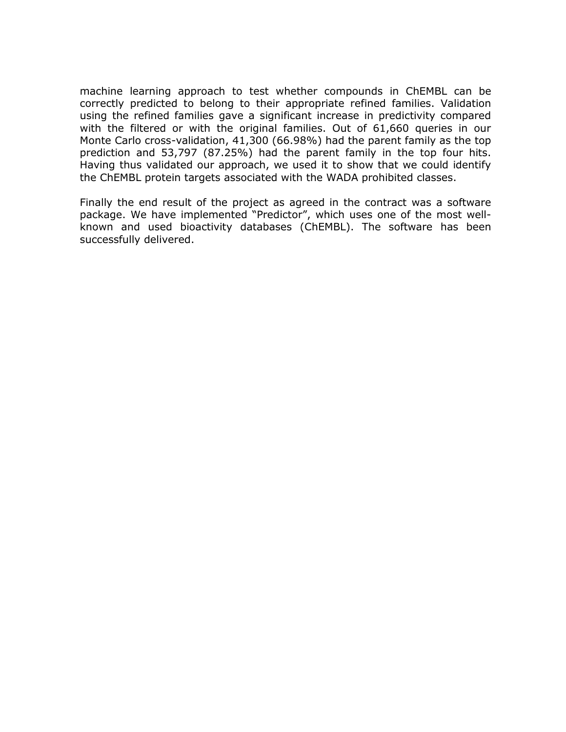machine learning approach to test whether compounds in ChEMBL can be correctly predicted to belong to their appropriate refined families. Validation using the refined families gave a significant increase in predictivity compared with the filtered or with the original families. Out of 61,660 queries in our Monte Carlo cross-validation, 41,300 (66.98%) had the parent family as the top prediction and 53,797 (87.25%) had the parent family in the top four hits. Having thus validated our approach, we used it to show that we could identify the ChEMBL protein targets associated with the WADA prohibited classes.

Finally the end result of the project as agreed in the contract was a software package. We have implemented "Predictor", which uses one of the most well-known and used bioactivity databases (ChEMBL). The software has been successfully delivered.